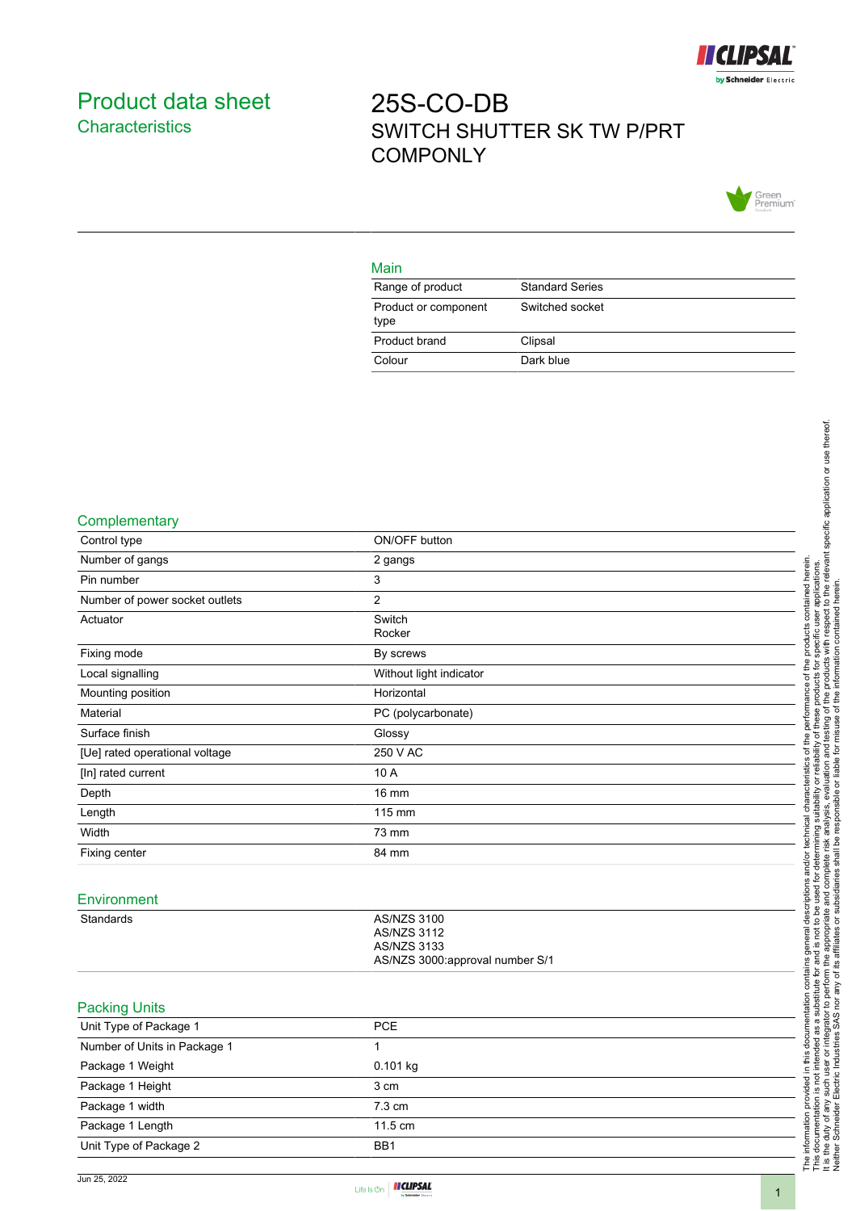# Product data sheet

## Characteristics

# 25S-CO-DB

SWITCH SHUTTER SK TW P/PRT COMPONLY

### Main

| | |
|---|---|
| Range of product | Standard Series |
| Product or component type | Switched socket |
| Product brand | Clipsal |
| Colour | Dark blue |

### Complementary

| | |
|---|---|
| Control type | ON/OFF button |
| Number of gangs | 2 gangs |
| Pin number | 3 |
| Number of power socket outlets | 2 |
| Actuator | Switch<br>Rocker |
| Fixing mode | By screws |
| Local signalling | Without light indicator |
| Mounting position | Horizontal |
| Material | PC (polycarbonate) |
| Surface finish | Glossy |
| [Ue] rated operational voltage | 250 V AC |
| [In] rated current | 10 A |
| Depth | 16 mm |
| Length | 115 mm |
| Width | 73 mm |
| Fixing center | 84 mm |

### Environment

| | |
|---|---|
| Standards | AS/NZS 3100<br>AS/NZS 3112<br>AS/NZS 3133<br>AS/NZS 3000:approval number S/1 |

### Packing Units

| | |
|---|---|
| Unit Type of Package 1 | PCE |
| Number of Units in Package 1 | 1 |
| Package 1 Weight | 0.101 kg |
| Package 1 Height | 3 cm |
| Package 1 width | 7.3 cm |
| Package 1 Length | 11.5 cm |
| Unit Type of Package 2 | BB1 |

The information provided in this documentation contains general descriptions and/or technical characteristics of the performance of the products contained herein. This documentation is not intended as a substitute for and is not to be used for determining suitability or reliability of these products for specific user applications. It is the duty of any such user or integrator to perform the appropriate and complete risk analysis, evaluation and testing of the products with respect to the relevant specific application or use thereof. Neither Schneider Electric Industries SAS nor any of its affiliates or subsidiaries shall be responsible or liable for misuse of the information contained herein.

Jun 25, 2022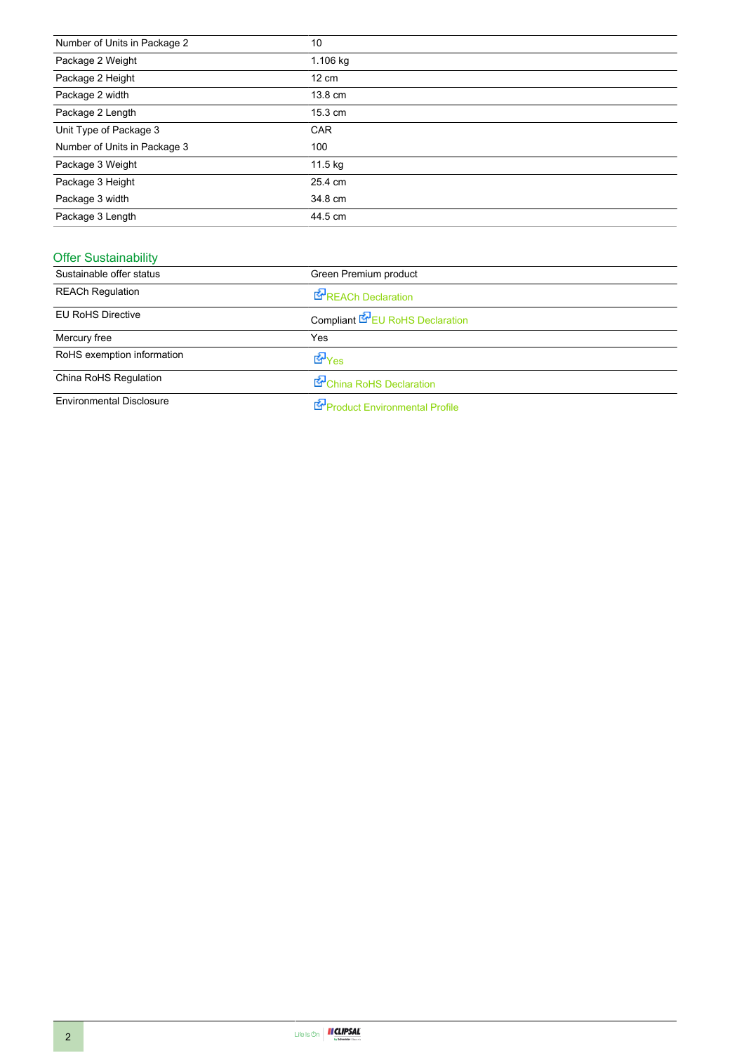| | |
|---|---|
| Number of Units in Package 2 | 10 |
| Package 2 Weight | 1.106 kg |
| Package 2 Height | 12 cm |
| Package 2 width | 13.8 cm |
| Package 2 Length | 15.3 cm |
| Unit Type of Package 3 | CAR |
| Number of Units in Package 3 | 100 |
| Package 3 Weight | 11.5 kg |
| Package 3 Height | 25.4 cm |
| Package 3 width | 34.8 cm |
| Package 3 Length | 44.5 cm |

## Offer Sustainability

| | |
|---|---|
| Sustainable offer status | Green Premium product |
| REACh Regulation | REACh Declaration |
| EU RoHS Directive | Compliant EU RoHS Declaration |
| Mercury free | Yes |
| RoHS exemption information | Yes |
| China RoHS Regulation | China RoHS Declaration |
| Environmental Disclosure | Product Environmental Profile |